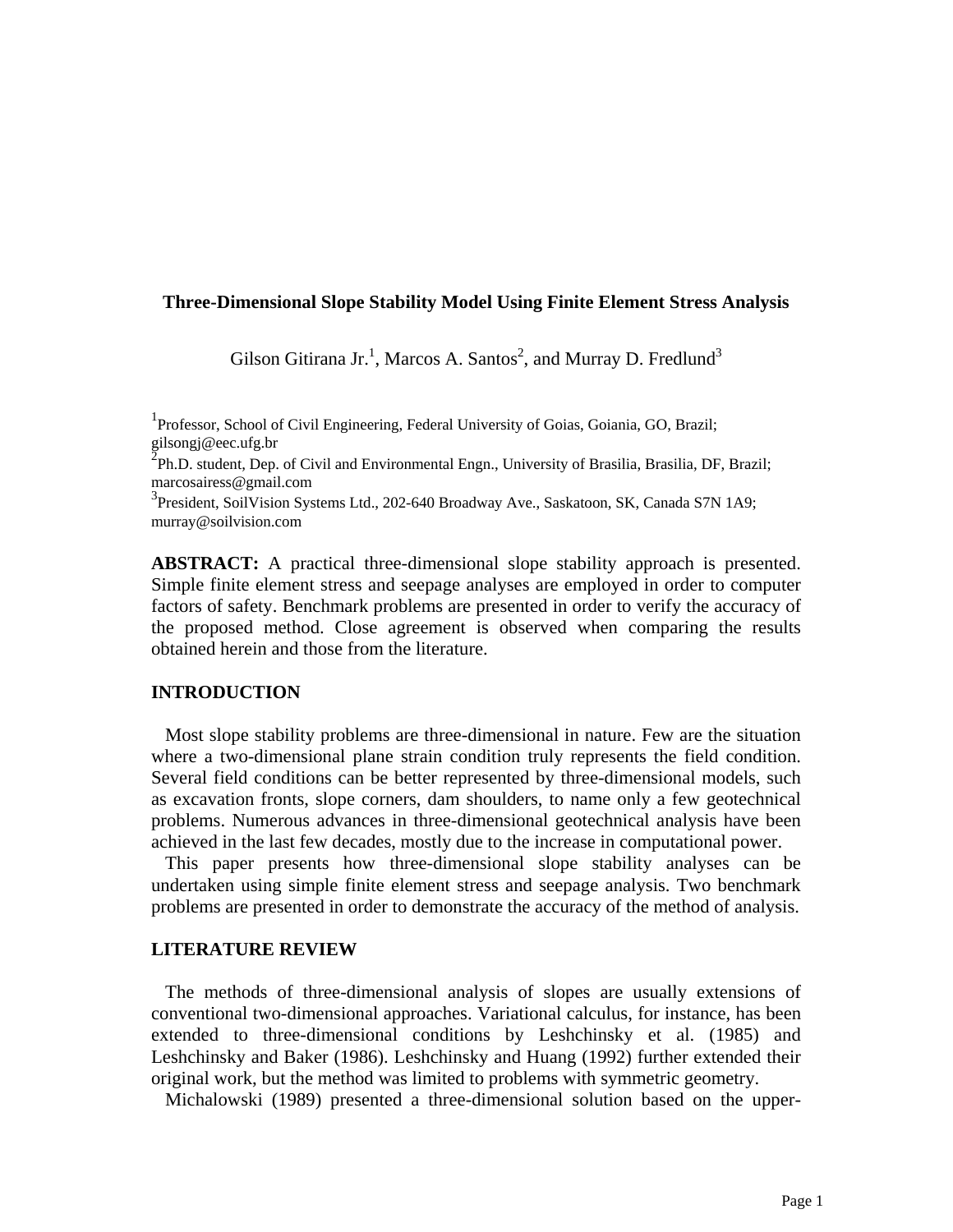# Three-Dimensional Slope Stability Model Using Finite Element Stress Analysis

Gilson Gitirana Jr.[1], Marcos A. Santos[2], and Murray D. Fredlund[3]

[1]Professor, School of Civil Engineering, Federal University of Goias, Goiania, GO, Brazil; gilsongj@eec.ufg.br
[2]Ph.D. student, Dep. of Civil and Environmental Engn., University of Brasilia, Brasilia, DF, Brazil; marcosairess@gmail.com
[3]President, SoilVision Systems Ltd., 202-640 Broadway Ave., Saskatoon, SK, Canada S7N 1A9; murray@soilvision.com

**ABSTRACT:** A practical three-dimensional slope stability approach is presented. Simple finite element stress and seepage analyses are employed in order to computer factors of safety. Benchmark problems are presented in order to verify the accuracy of the proposed method. Close agreement is observed when comparing the results obtained herein and those from the literature.

## INTRODUCTION

Most slope stability problems are three-dimensional in nature. Few are the situation where a two-dimensional plane strain condition truly represents the field condition. Several field conditions can be better represented by three-dimensional models, such as excavation fronts, slope corners, dam shoulders, to name only a few geotechnical problems. Numerous advances in three-dimensional geotechnical analysis have been achieved in the last few decades, mostly due to the increase in computational power.

This paper presents how three-dimensional slope stability analyses can be undertaken using simple finite element stress and seepage analysis. Two benchmark problems are presented in order to demonstrate the accuracy of the method of analysis.

## LITERATURE REVIEW

The methods of three-dimensional analysis of slopes are usually extensions of conventional two-dimensional approaches. Variational calculus, for instance, has been extended to three-dimensional conditions by Leshchinsky et al. (1985) and Leshchinsky and Baker (1986). Leshchinsky and Huang (1992) further extended their original work, but the method was limited to problems with symmetric geometry.

Michalowski (1989) presented a three-dimensional solution based on the upper-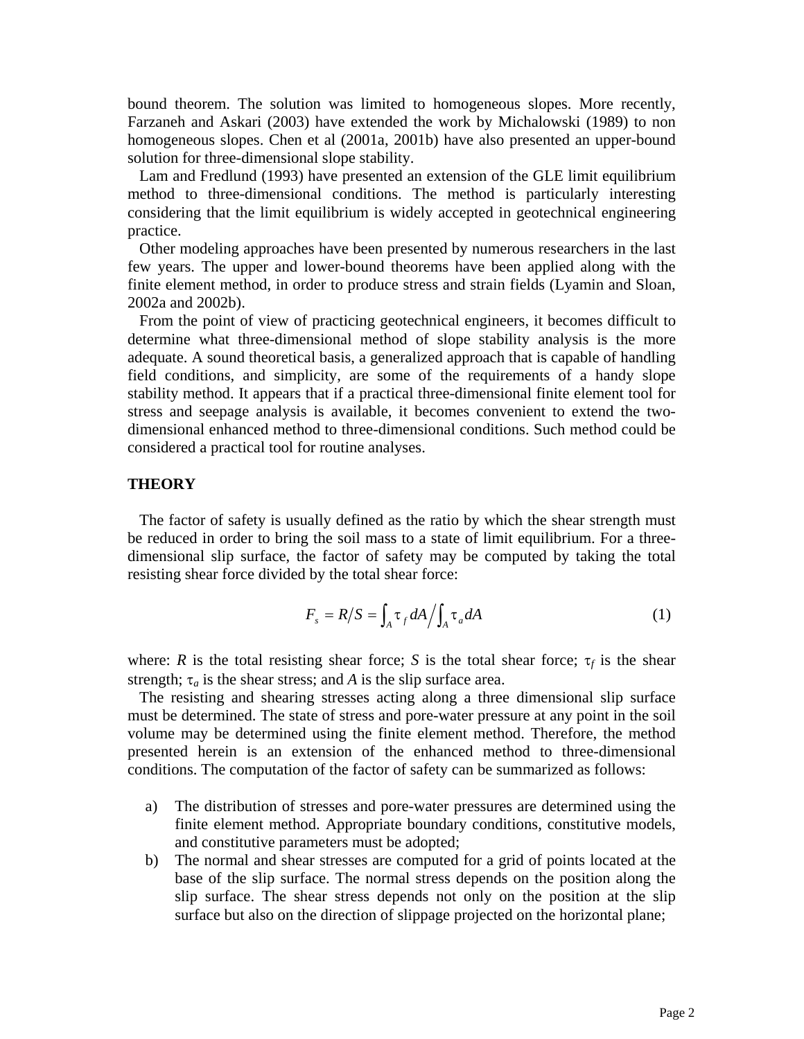bound theorem. The solution was limited to homogeneous slopes. More recently, Farzaneh and Askari (2003) have extended the work by Michalowski (1989) to non homogeneous slopes. Chen et al (2001a, 2001b) have also presented an upper-bound solution for three-dimensional slope stability.

Lam and Fredlund (1993) have presented an extension of the GLE limit equilibrium method to three-dimensional conditions. The method is particularly interesting considering that the limit equilibrium is widely accepted in geotechnical engineering practice.

Other modeling approaches have been presented by numerous researchers in the last few years. The upper and lower-bound theorems have been applied along with the finite element method, in order to produce stress and strain fields (Lyamin and Sloan, 2002a and 2002b).

From the point of view of practicing geotechnical engineers, it becomes difficult to determine what three-dimensional method of slope stability analysis is the more adequate. A sound theoretical basis, a generalized approach that is capable of handling field conditions, and simplicity, are some of the requirements of a handy slope stability method. It appears that if a practical three-dimensional finite element tool for stress and seepage analysis is available, it becomes convenient to extend the two-dimensional enhanced method to three-dimensional conditions. Such method could be considered a practical tool for routine analyses.

## THEORY

The factor of safety is usually defined as the ratio by which the shear strength must be reduced in order to bring the soil mass to a state of limit equilibrium. For a three-dimensional slip surface, the factor of safety may be computed by taking the total resisting shear force divided by the total shear force:

$$F_s = R/S = \int_A \tau_f \, dA \Big/ \int_A \tau_a \, dA \tag{1}$$

where: $R$ is the total resisting shear force; $S$ is the total shear force; $\tau_f$ is the shear strength; $\tau_a$ is the shear stress; and $A$ is the slip surface area.

The resisting and shearing stresses acting along a three dimensional slip surface must be determined. The state of stress and pore-water pressure at any point in the soil volume may be determined using the finite element method. Therefore, the method presented herein is an extension of the enhanced method to three-dimensional conditions. The computation of the factor of safety can be summarized as follows:

a) The distribution of stresses and pore-water pressures are determined using the finite element method. Appropriate boundary conditions, constitutive models, and constitutive parameters must be adopted;
b) The normal and shear stresses are computed for a grid of points located at the base of the slip surface. The normal stress depends on the position along the slip surface. The shear stress depends not only on the position at the slip surface but also on the direction of slippage projected on the horizontal plane;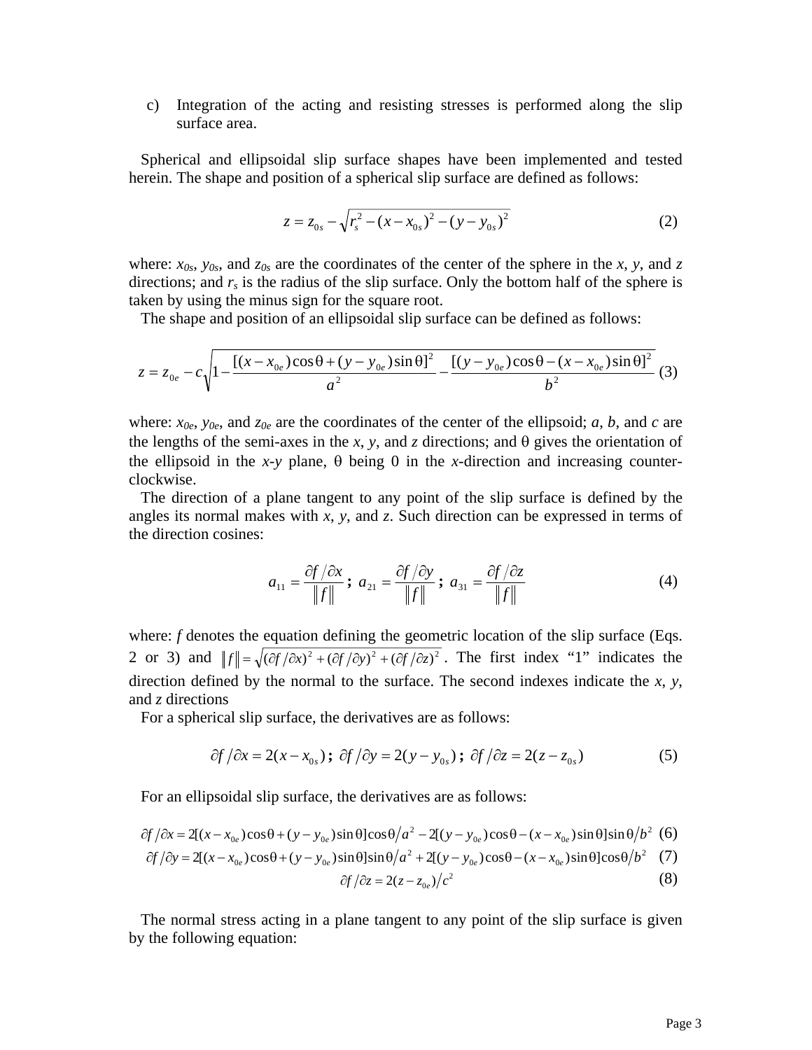c) Integration of the acting and resisting stresses is performed along the slip surface area.

Spherical and ellipsoidal slip surface shapes have been implemented and tested herein. The shape and position of a spherical slip surface are defined as follows:

$$z = z_{0s} - \sqrt{r_s^2 - (x - x_{0s})^2 - (y - y_{0s})^2} \tag{2}$$

where: $x_{0s}$, $y_{0s}$, and $z_{0s}$ are the coordinates of the center of the sphere in the $x$, $y$, and $z$ directions; and $r_s$ is the radius of the slip surface. Only the bottom half of the sphere is taken by using the minus sign for the square root.

The shape and position of an ellipsoidal slip surface can be defined as follows:

$$z = z_{0e} - c\sqrt{1 - \frac{[(x - x_{0e})\cos\theta + (y - y_{0e})\sin\theta]^2}{a^2} - \frac{[(y - y_{0e})\cos\theta - (x - x_{0e})\sin\theta]^2}{b^2}} \tag{3}$$

where: $x_{0e}$, $y_{0e}$, and $z_{0e}$ are the coordinates of the center of the ellipsoid; $a$, $b$, and $c$ are the lengths of the semi-axes in the $x$, $y$, and $z$ directions; and $\theta$ gives the orientation of the ellipsoid in the $x$-$y$ plane, $\theta$ being 0 in the $x$-direction and increasing counter-clockwise.

The direction of a plane tangent to any point of the slip surface is defined by the angles its normal makes with $x$, $y$, and $z$. Such direction can be expressed in terms of the direction cosines:

$$a_{11} = \frac{\partial f / \partial x}{\|f\|} \; ; \; a_{21} = \frac{\partial f / \partial y}{\|f\|} \; ; \; a_{31} = \frac{\partial f / \partial z}{\|f\|} \tag{4}$$

where: $f$ denotes the equation defining the geometric location of the slip surface (Eqs. 2 or 3) and $\|f\| = \sqrt{(\partial f/\partial x)^2 + (\partial f/\partial y)^2 + (\partial f/\partial z)^2}$. The first index "1" indicates the direction defined by the normal to the surface. The second indexes indicate the $x$, $y$, and $z$ directions

For a spherical slip surface, the derivatives are as follows:

$$\partial f/\partial x = 2(x - x_{0s}) \; ; \; \partial f/\partial y = 2(y - y_{0s}) \; ; \; \partial f/\partial z = 2(z - z_{0s}) \tag{5}$$

For an ellipsoidal slip surface, the derivatives are as follows:

$$\partial f/\partial x = 2[(x - x_{0e})\cos\theta + (y - y_{0e})\sin\theta]\cos\theta / a^2 - 2[(y - y_{0e})\cos\theta - (x - x_{0e})\sin\theta]\sin\theta / b^2 \tag{6}$$

$$\partial f/\partial y = 2[(x - x_{0e})\cos\theta + (y - y_{0e})\sin\theta]\sin\theta / a^2 + 2[(y - y_{0e})\cos\theta - (x - x_{0e})\sin\theta]\cos\theta / b^2 \tag{7}$$

$$\partial f/\partial z = 2(z - z_{0e})/c^2 \tag{8}$$

The normal stress acting in a plane tangent to any point of the slip surface is given by the following equation: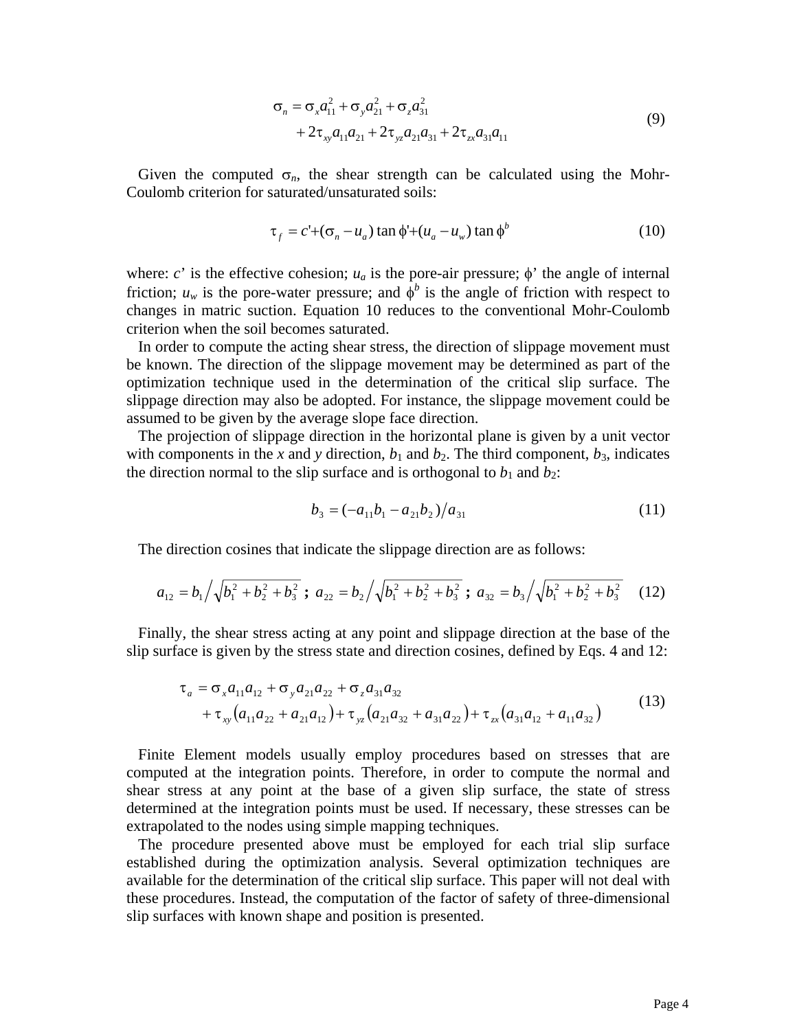$$\sigma_n = \sigma_x a_{11}^2 + \sigma_y a_{21}^2 + \sigma_z a_{31}^2 + 2\tau_{xy} a_{11} a_{21} + 2\tau_{yz} a_{21} a_{31} + 2\tau_{zx} a_{31} a_{11} \tag{9}$$

Given the computed $\sigma_n$, the shear strength can be calculated using the Mohr-Coulomb criterion for saturated/unsaturated soils:

$$\tau_f = c' + (\sigma_n - u_a)\tan\phi' + (u_a - u_w)\tan\phi^b \tag{10}$$

where: $c'$ is the effective cohesion; $u_a$ is the pore-air pressure; $\phi'$ the angle of internal friction; $u_w$ is the pore-water pressure; and $\phi^b$ is the angle of friction with respect to changes in matric suction. Equation 10 reduces to the conventional Mohr-Coulomb criterion when the soil becomes saturated.

In order to compute the acting shear stress, the direction of slippage movement must be known. The direction of the slippage movement may be determined as part of the optimization technique used in the determination of the critical slip surface. The slippage direction may also be adopted. For instance, the slippage movement could be assumed to be given by the average slope face direction.

The projection of slippage direction in the horizontal plane is given by a unit vector with components in the *x* and *y* direction, $b_1$ and $b_2$. The third component, $b_3$, indicates the direction normal to the slip surface and is orthogonal to $b_1$ and $b_2$:

$$b_3 = (-a_{11} b_1 - a_{21} b_2)/a_{31} \tag{11}$$

The direction cosines that indicate the slippage direction are as follows:

$$a_{12} = b_1 \Big/ \sqrt{b_1^2 + b_2^2 + b_3^2}\ ;\ a_{22} = b_2 \Big/ \sqrt{b_1^2 + b_2^2 + b_3^2}\ ;\ a_{32} = b_3 \Big/ \sqrt{b_1^2 + b_2^2 + b_3^2} \tag{12}$$

Finally, the shear stress acting at any point and slippage direction at the base of the slip surface is given by the stress state and direction cosines, defined by Eqs. 4 and 12:

$$\tau_a = \sigma_x a_{11} a_{12} + \sigma_y a_{21} a_{22} + \sigma_z a_{31} a_{32} + \tau_{xy}(a_{11} a_{22} + a_{21} a_{12}) + \tau_{yz}(a_{21} a_{32} + a_{31} a_{22}) + \tau_{zx}(a_{31} a_{12} + a_{11} a_{32}) \tag{13}$$

Finite Element models usually employ procedures based on stresses that are computed at the integration points. Therefore, in order to compute the normal and shear stress at any point at the base of a given slip surface, the state of stress determined at the integration points must be used. If necessary, these stresses can be extrapolated to the nodes using simple mapping techniques.

The procedure presented above must be employed for each trial slip surface established during the optimization analysis. Several optimization techniques are available for the determination of the critical slip surface. This paper will not deal with these procedures. Instead, the computation of the factor of safety of three-dimensional slip surfaces with known shape and position is presented.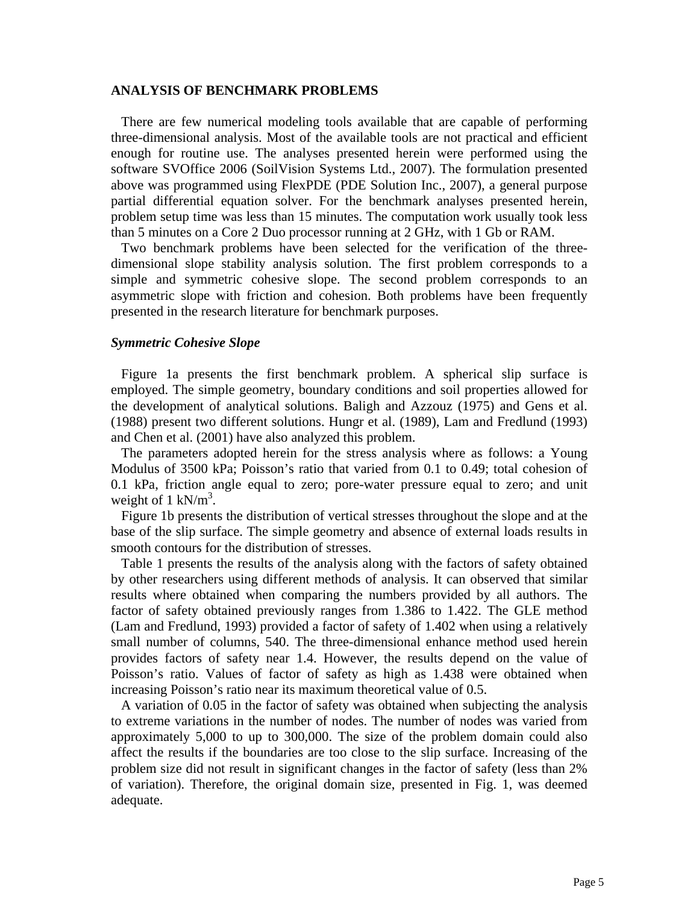## ANALYSIS OF BENCHMARK PROBLEMS

There are few numerical modeling tools available that are capable of performing three-dimensional analysis. Most of the available tools are not practical and efficient enough for routine use. The analyses presented herein were performed using the software SVOffice 2006 (SoilVision Systems Ltd., 2007). The formulation presented above was programmed using FlexPDE (PDE Solution Inc., 2007), a general purpose partial differential equation solver. For the benchmark analyses presented herein, problem setup time was less than 15 minutes. The computation work usually took less than 5 minutes on a Core 2 Duo processor running at 2 GHz, with 1 Gb or RAM.

Two benchmark problems have been selected for the verification of the three-dimensional slope stability analysis solution. The first problem corresponds to a simple and symmetric cohesive slope. The second problem corresponds to an asymmetric slope with friction and cohesion. Both problems have been frequently presented in the research literature for benchmark purposes.

### *Symmetric Cohesive Slope*

Figure 1a presents the first benchmark problem. A spherical slip surface is employed. The simple geometry, boundary conditions and soil properties allowed for the development of analytical solutions. Baligh and Azzouz (1975) and Gens et al. (1988) present two different solutions. Hungr et al. (1989), Lam and Fredlund (1993) and Chen et al. (2001) have also analyzed this problem.

The parameters adopted herein for the stress analysis where as follows: a Young Modulus of 3500 kPa; Poisson's ratio that varied from 0.1 to 0.49; total cohesion of 0.1 kPa, friction angle equal to zero; pore-water pressure equal to zero; and unit weight of 1 $kN/m^3$.

Figure 1b presents the distribution of vertical stresses throughout the slope and at the base of the slip surface. The simple geometry and absence of external loads results in smooth contours for the distribution of stresses.

Table 1 presents the results of the analysis along with the factors of safety obtained by other researchers using different methods of analysis. It can observed that similar results where obtained when comparing the numbers provided by all authors. The factor of safety obtained previously ranges from 1.386 to 1.422. The GLE method (Lam and Fredlund, 1993) provided a factor of safety of 1.402 when using a relatively small number of columns, 540. The three-dimensional enhance method used herein provides factors of safety near 1.4. However, the results depend on the value of Poisson's ratio. Values of factor of safety as high as 1.438 were obtained when increasing Poisson's ratio near its maximum theoretical value of 0.5.

A variation of 0.05 in the factor of safety was obtained when subjecting the analysis to extreme variations in the number of nodes. The number of nodes was varied from approximately 5,000 to up to 300,000. The size of the problem domain could also affect the results if the boundaries are too close to the slip surface. Increasing of the problem size did not result in significant changes in the factor of safety (less than 2% of variation). Therefore, the original domain size, presented in Fig. 1, was deemed adequate.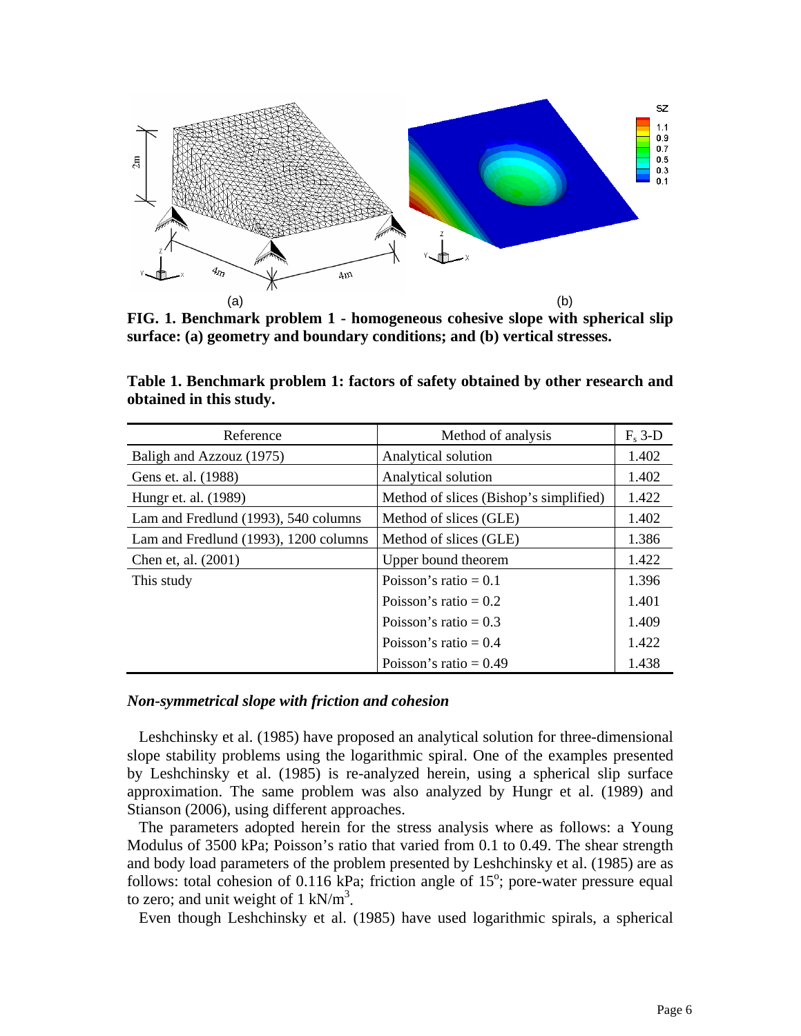**FIG. 1. Benchmark problem 1 - homogeneous cohesive slope with spherical slip surface: (a) geometry and boundary conditions; and (b) vertical stresses.**

**Table 1. Benchmark problem 1: factors of safety obtained by other research and obtained in this study.**

| Reference | Method of analysis | $F_s$ 3-D |
|---|---|---|
| Baligh and Azzouz (1975) | Analytical solution | 1.402 |
| Gens et. al. (1988) | Analytical solution | 1.402 |
| Hungr et. al. (1989) | Method of slices (Bishop's simplified) | 1.422 |
| Lam and Fredlund (1993), 540 columns | Method of slices (GLE) | 1.402 |
| Lam and Fredlund (1993), 1200 columns | Method of slices (GLE) | 1.386 |
| Chen et, al. (2001) | Upper bound theorem | 1.422 |
| This study | Poisson's ratio = 0.1 | 1.396 |
| | Poisson's ratio = 0.2 | 1.401 |
| | Poisson's ratio = 0.3 | 1.409 |
| | Poisson's ratio = 0.4 | 1.422 |
| | Poisson's ratio = 0.49 | 1.438 |

### *Non-symmetrical slope with friction and cohesion*

Leshchinsky et al. (1985) have proposed an analytical solution for three-dimensional slope stability problems using the logarithmic spiral. One of the examples presented by Leshchinsky et al. (1985) is re-analyzed herein, using a spherical slip surface approximation. The same problem was also analyzed by Hungr et al. (1989) and Stianson (2006), using different approaches.

The parameters adopted herein for the stress analysis where as follows: a Young Modulus of 3500 kPa; Poisson's ratio that varied from 0.1 to 0.49. The shear strength and body load parameters of the problem presented by Leshchinsky et al. (1985) are as follows: total cohesion of 0.116 kPa; friction angle of $15^{o}$; pore-water pressure equal to zero; and unit weight of 1 $kN/m^3$.

Even though Leshchinsky et al. (1985) have used logarithmic spirals, a spherical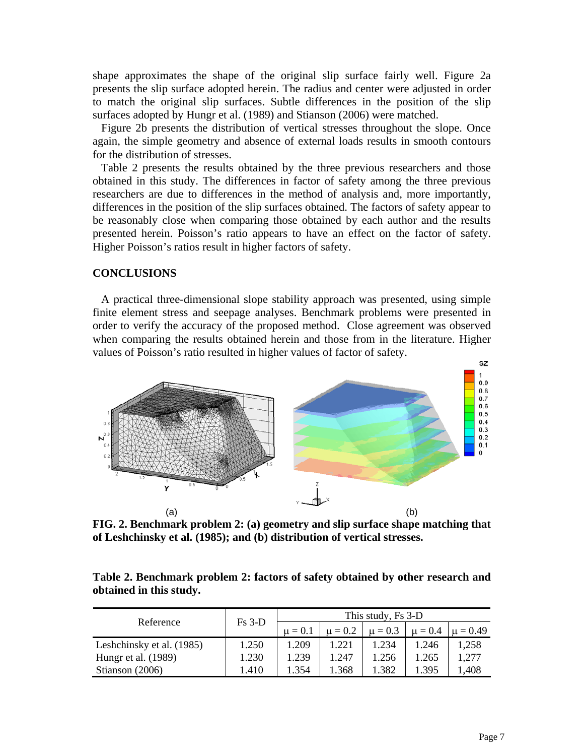shape approximates the shape of the original slip surface fairly well. Figure 2a presents the slip surface adopted herein. The radius and center were adjusted in order to match the original slip surfaces. Subtle differences in the position of the slip surfaces adopted by Hungr et al. (1989) and Stianson (2006) were matched.

Figure 2b presents the distribution of vertical stresses throughout the slope. Once again, the simple geometry and absence of external loads results in smooth contours for the distribution of stresses.

Table 2 presents the results obtained by the three previous researchers and those obtained in this study. The differences in factor of safety among the three previous researchers are due to differences in the method of analysis and, more importantly, differences in the position of the slip surfaces obtained. The factors of safety appear to be reasonably close when comparing those obtained by each author and the results presented herein. Poisson's ratio appears to have an effect on the factor of safety. Higher Poisson's ratios result in higher factors of safety.

## CONCLUSIONS

A practical three-dimensional slope stability approach was presented, using simple finite element stress and seepage analyses. Benchmark problems were presented in order to verify the accuracy of the proposed method. Close agreement was observed when comparing the results obtained herein and those from in the literature. Higher values of Poisson's ratio resulted in higher values of factor of safety.

**FIG. 2. Benchmark problem 2: (a) geometry and slip surface shape matching that of Leshchinsky et al. (1985); and (b) distribution of vertical stresses.**

**Table 2. Benchmark problem 2: factors of safety obtained by other research and obtained in this study.**

| Reference | Fs 3-D | This study, Fs 3-D | | | | |
|---|---|---|---|---|---|---|
| | | $\mu = 0.1$ | $\mu = 0.2$ | $\mu = 0.3$ | $\mu = 0.4$ | $\mu = 0.49$ |
| Leshchinsky et al. (1985) | 1.250 | 1.209 | 1.221 | 1.234 | 1.246 | 1,258 |
| Hungr et al. (1989) | 1.230 | 1.239 | 1.247 | 1.256 | 1.265 | 1,277 |
| Stianson (2006) | 1.410 | 1.354 | 1.368 | 1.382 | 1.395 | 1,408 |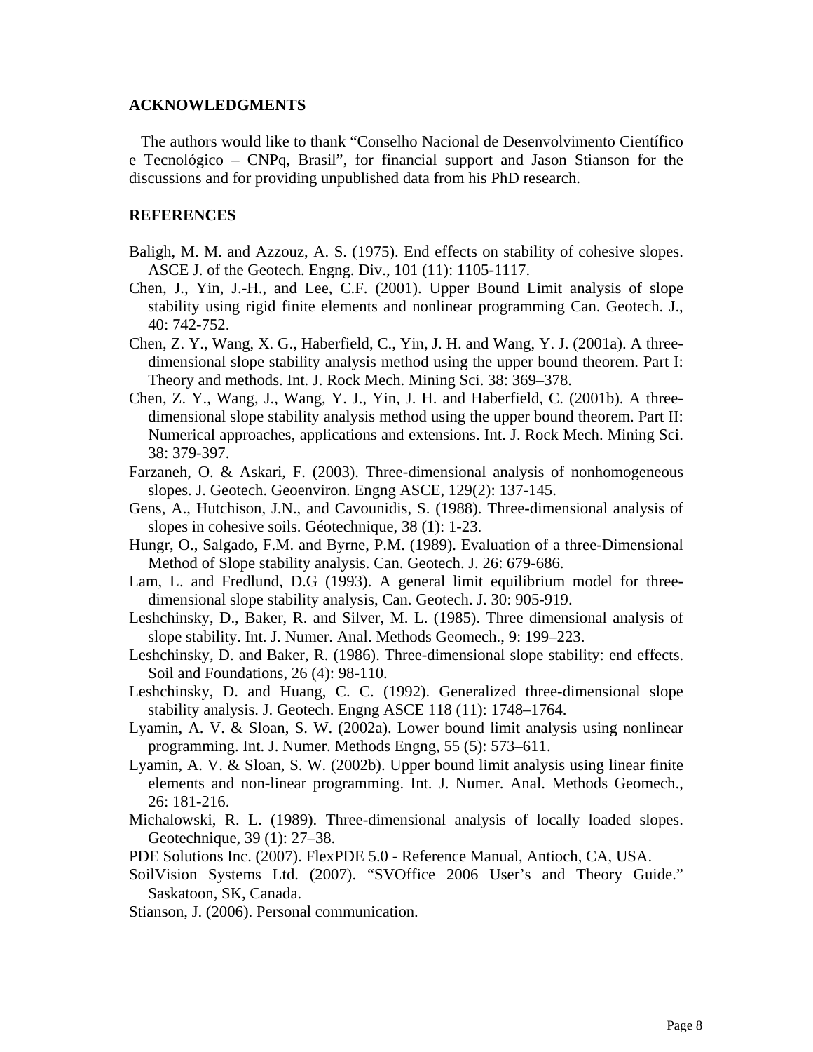## ACKNOWLEDGMENTS

The authors would like to thank "Conselho Nacional de Desenvolvimento Científico e Tecnológico – CNPq, Brasil", for financial support and Jason Stianson for the discussions and for providing unpublished data from his PhD research.

## REFERENCES

Baligh, M. M. and Azzouz, A. S. (1975). End effects on stability of cohesive slopes. ASCE J. of the Geotech. Engng. Div., 101 (11): 1105-1117.

Chen, J., Yin, J.-H., and Lee, C.F. (2001). Upper Bound Limit analysis of slope stability using rigid finite elements and nonlinear programming Can. Geotech. J., 40: 742-752.

Chen, Z. Y., Wang, X. G., Haberfield, C., Yin, J. H. and Wang, Y. J. (2001a). A three-dimensional slope stability analysis method using the upper bound theorem. Part I: Theory and methods. Int. J. Rock Mech. Mining Sci. 38: 369–378.

Chen, Z. Y., Wang, J., Wang, Y. J., Yin, J. H. and Haberfield, C. (2001b). A three-dimensional slope stability analysis method using the upper bound theorem. Part II: Numerical approaches, applications and extensions. Int. J. Rock Mech. Mining Sci. 38: 379-397.

Farzaneh, O. & Askari, F. (2003). Three-dimensional analysis of nonhomogeneous slopes. J. Geotech. Geoenviron. Engng ASCE, 129(2): 137-145.

Gens, A., Hutchison, J.N., and Cavounidis, S. (1988). Three-dimensional analysis of slopes in cohesive soils. Géotechnique, 38 (1): 1-23.

Hungr, O., Salgado, F.M. and Byrne, P.M. (1989). Evaluation of a three-Dimensional Method of Slope stability analysis. Can. Geotech. J. 26: 679-686.

Lam, L. and Fredlund, D.G (1993). A general limit equilibrium model for three-dimensional slope stability analysis, Can. Geotech. J. 30: 905-919.

Leshchinsky, D., Baker, R. and Silver, M. L. (1985). Three dimensional analysis of slope stability. Int. J. Numer. Anal. Methods Geomech., 9: 199–223.

Leshchinsky, D. and Baker, R. (1986). Three-dimensional slope stability: end effects. Soil and Foundations, 26 (4): 98-110.

Leshchinsky, D. and Huang, C. C. (1992). Generalized three-dimensional slope stability analysis. J. Geotech. Engng ASCE 118 (11): 1748–1764.

Lyamin, A. V. & Sloan, S. W. (2002a). Lower bound limit analysis using nonlinear programming. Int. J. Numer. Methods Engng, 55 (5): 573–611.

Lyamin, A. V. & Sloan, S. W. (2002b). Upper bound limit analysis using linear finite elements and non-linear programming. Int. J. Numer. Anal. Methods Geomech., 26: 181-216.

Michalowski, R. L. (1989). Three-dimensional analysis of locally loaded slopes. Geotechnique, 39 (1): 27–38.

PDE Solutions Inc. (2007). FlexPDE 5.0 - Reference Manual, Antioch, CA, USA.

SoilVision Systems Ltd. (2007). "SVOffice 2006 User's and Theory Guide." Saskatoon, SK, Canada.

Stianson, J. (2006). Personal communication.